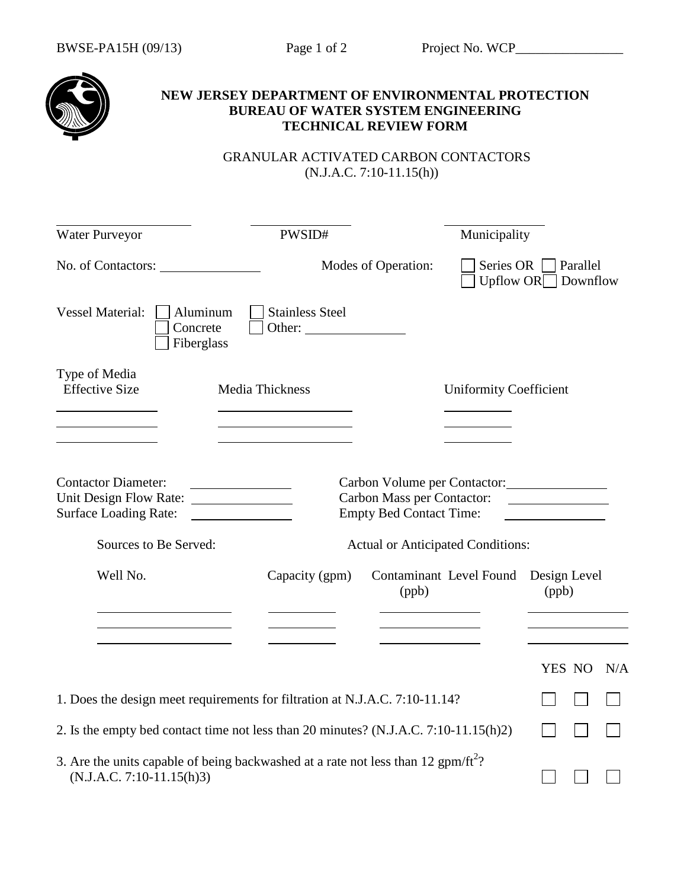BWSE-PA15H (09/13) Project No. WCP________________

**NEW JERSEY DEPARTMENT OF ENVIRONMENTAL PROTECTION**
**BUREAU OF WATER SYSTEM ENGINEERING**
**TECHNICAL REVIEW FORM**

GRANULAR ACTIVATED CARBON CONTACTORS
(N.J.A.C. 7:10-11.15(h))

| ____________________ | ____________________ | ____________________ |
|---|---|---|
| Water Purveyor | PWSID# | Municipality |

No. of Contactors: ______________

Modes of Operation: ☐ Series OR ☐ Parallel
☐ Upflow OR ☐ Downflow

Vessel Material: ☐ Aluminum ☐ Stainless Steel ☐ Concrete ☐ Other: ______________ ☐ Fiberglass

| Type of Media Effective Size | Media Thickness | Uniformity Coefficient |
|---|---|---|
| | | |
| | | |
| | | |

Contactor Diameter: ______________
Unit Design Flow Rate: ______________
Surface Loading Rate: ______________

Carbon Volume per Contactor: ______________
Carbon Mass per Contactor: ______________
Empty Bed Contact Time: ______________

Sources to Be Served: Actual or Anticipated Conditions:

| Well No. | Capacity (gpm) | Contaminant Level Found (ppb) | Design Level (ppb) |
|---|---|---|---|
| | | | |
| | | | |
| | | | |

| | YES | NO | N/A |
|---|---|---|---|
| 1. Does the design meet requirements for filtration at N.J.A.C. 7:10-11.14? | ☐ | ☐ | ☐ |
| 2. Is the empty bed contact time not less than 20 minutes? (N.J.A.C. 7:10-11.15(h)2) | ☐ | ☐ | ☐ |
| 3. Are the units capable of being backwashed at a rate not less than 12 gpm/ft$^2$? (N.J.A.C. 7:10-11.15(h)3) | ☐ | ☐ | ☐ |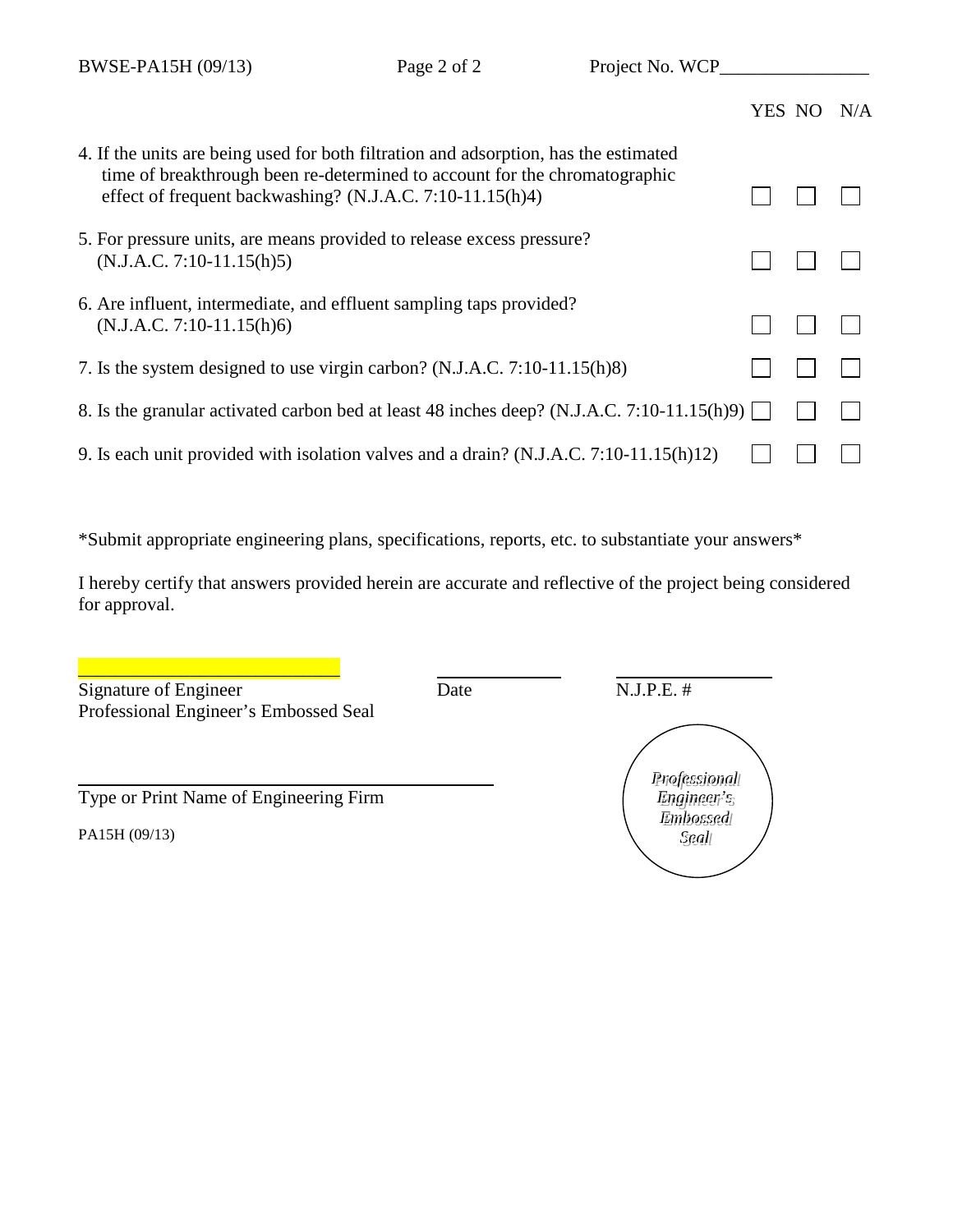| | YES | NO | N/A |
|---|---|---|---|
| 4. If the units are being used for both filtration and adsorption, has the estimated time of breakthrough been re-determined to account for the chromatographic effect of frequent backwashing? (N.J.A.C. 7:10-11.15(h)4) | ☐ | ☐ | ☐ |
| 5. For pressure units, are means provided to release excess pressure? (N.J.A.C. 7:10-11.15(h)5) | ☐ | ☐ | ☐ |
| 6. Are influent, intermediate, and effluent sampling taps provided? (N.J.A.C. 7:10-11.15(h)6) | ☐ | ☐ | ☐ |
| 7. Is the system designed to use virgin carbon? (N.J.A.C. 7:10-11.15(h)8) | ☐ | ☐ | ☐ |
| 8. Is the granular activated carbon bed at least 48 inches deep? (N.J.A.C. 7:10-11.15(h)9) | ☐ | ☐ | ☐ |
| 9. Is each unit provided with isolation valves and a drain? (N.J.A.C. 7:10-11.15(h)12) | ☐ | ☐ | ☐ |

*Submit appropriate engineering plans, specifications, reports, etc. to substantiate your answers*

I hereby certify that answers provided herein are accurate and reflective of the project being considered for approval.

_____________________________ &nbsp;&nbsp;&nbsp;&nbsp; _____________ &nbsp;&nbsp;&nbsp;&nbsp; _______________

Signature of Engineer &nbsp;&nbsp;&nbsp;&nbsp; Date &nbsp;&nbsp;&nbsp;&nbsp; N.J.P.E. #

Professional Engineer's Embossed Seal

_____________________________________________

Type or Print Name of Engineering Firm

*Professional Engineer's Embossed Seal*

PA15H (09/13)